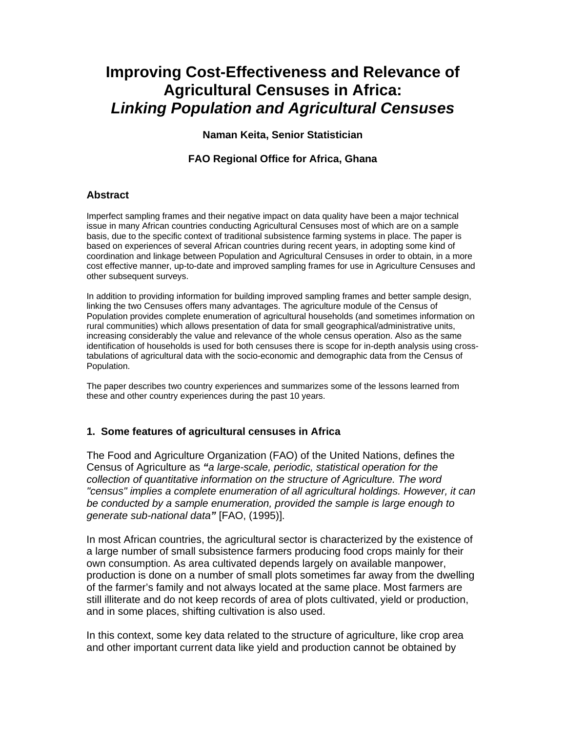# Improving Cost-Effectiveness and Relevance of Agricultural Censuses in Africa: *Linking Population and Agricultural Censuses*

**Naman Keita, Senior Statistician**

**FAO Regional Office for Africa, Ghana**

## Abstract

Imperfect sampling frames and their negative impact on data quality have been a major technical issue in many African countries conducting Agricultural Censuses most of which are on a sample basis, due to the specific context of traditional subsistence farming systems in place. The paper is based on experiences of several African countries during recent years, in adopting some kind of coordination and linkage between Population and Agricultural Censuses in order to obtain, in a more cost effective manner, up-to-date and improved sampling frames for use in Agriculture Censuses and other subsequent surveys.

In addition to providing information for building improved sampling frames and better sample design, linking the two Censuses offers many advantages. The agriculture module of the Census of Population provides complete enumeration of agricultural households (and sometimes information on rural communities) which allows presentation of data for small geographical/administrative units, increasing considerably the value and relevance of the whole census operation. Also as the same identification of households is used for both censuses there is scope for in-depth analysis using cross-tabulations of agricultural data with the socio-economic and demographic data from the Census of Population.

The paper describes two country experiences and summarizes some of the lessons learned from these and other country experiences during the past 10 years.

## 1. Some features of agricultural censuses in Africa

The Food and Agriculture Organization (FAO) of the United Nations, defines the Census of Agriculture as ***"****a large-scale, periodic, statistical operation for the collection of quantitative information on the structure of Agriculture. The word "census" implies a complete enumeration of all agricultural holdings. However, it can be conducted by a sample enumeration, provided the sample is large enough to generate sub-national data****"*** [FAO, (1995)].

In most African countries, the agricultural sector is characterized by the existence of a large number of small subsistence farmers producing food crops mainly for their own consumption. As area cultivated depends largely on available manpower, production is done on a number of small plots sometimes far away from the dwelling of the farmer's family and not always located at the same place. Most farmers are still illiterate and do not keep records of area of plots cultivated, yield or production, and in some places, shifting cultivation is also used.

In this context, some key data related to the structure of agriculture, like crop area and other important current data like yield and production cannot be obtained by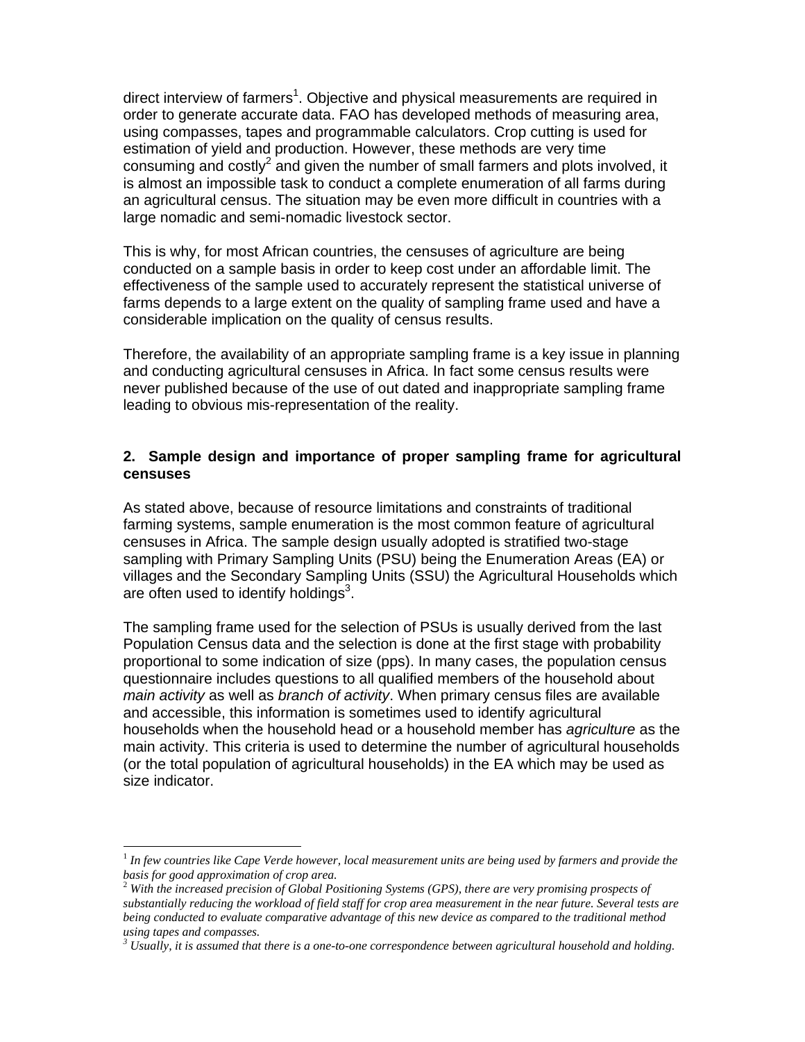direct interview of farmers[1]. Objective and physical measurements are required in order to generate accurate data. FAO has developed methods of measuring area, using compasses, tapes and programmable calculators. Crop cutting is used for estimation of yield and production. However, these methods are very time consuming and costly[2] and given the number of small farmers and plots involved, it is almost an impossible task to conduct a complete enumeration of all farms during an agricultural census. The situation may be even more difficult in countries with a large nomadic and semi-nomadic livestock sector.

This is why, for most African countries, the censuses of agriculture are being conducted on a sample basis in order to keep cost under an affordable limit. The effectiveness of the sample used to accurately represent the statistical universe of farms depends to a large extent on the quality of sampling frame used and have a considerable implication on the quality of census results.

Therefore, the availability of an appropriate sampling frame is a key issue in planning and conducting agricultural censuses in Africa. In fact some census results were never published because of the use of out dated and inappropriate sampling frame leading to obvious mis-representation of the reality.

## 2. Sample design and importance of proper sampling frame for agricultural censuses

As stated above, because of resource limitations and constraints of traditional farming systems, sample enumeration is the most common feature of agricultural censuses in Africa. The sample design usually adopted is stratified two-stage sampling with Primary Sampling Units (PSU) being the Enumeration Areas (EA) or villages and the Secondary Sampling Units (SSU) the Agricultural Households which are often used to identify holdings[3].

The sampling frame used for the selection of PSUs is usually derived from the last Population Census data and the selection is done at the first stage with probability proportional to some indication of size (pps). In many cases, the population census questionnaire includes questions to all qualified members of the household about *main activity* as well as *branch of activity*. When primary census files are available and accessible, this information is sometimes used to identify agricultural households when the household head or a household member has *agriculture* as the main activity. This criteria is used to determine the number of agricultural households (or the total population of agricultural households) in the EA which may be used as size indicator.

---

[1] *In few countries like Cape Verde however, local measurement units are being used by farmers and provide the basis for good approximation of crop area.*

[2] *With the increased precision of Global Positioning Systems (GPS), there are very promising prospects of substantially reducing the workload of field staff for crop area measurement in the near future. Several tests are being conducted to evaluate comparative advantage of this new device as compared to the traditional method using tapes and compasses.*

[3] *Usually, it is assumed that there is a one-to-one correspondence between agricultural household and holding.*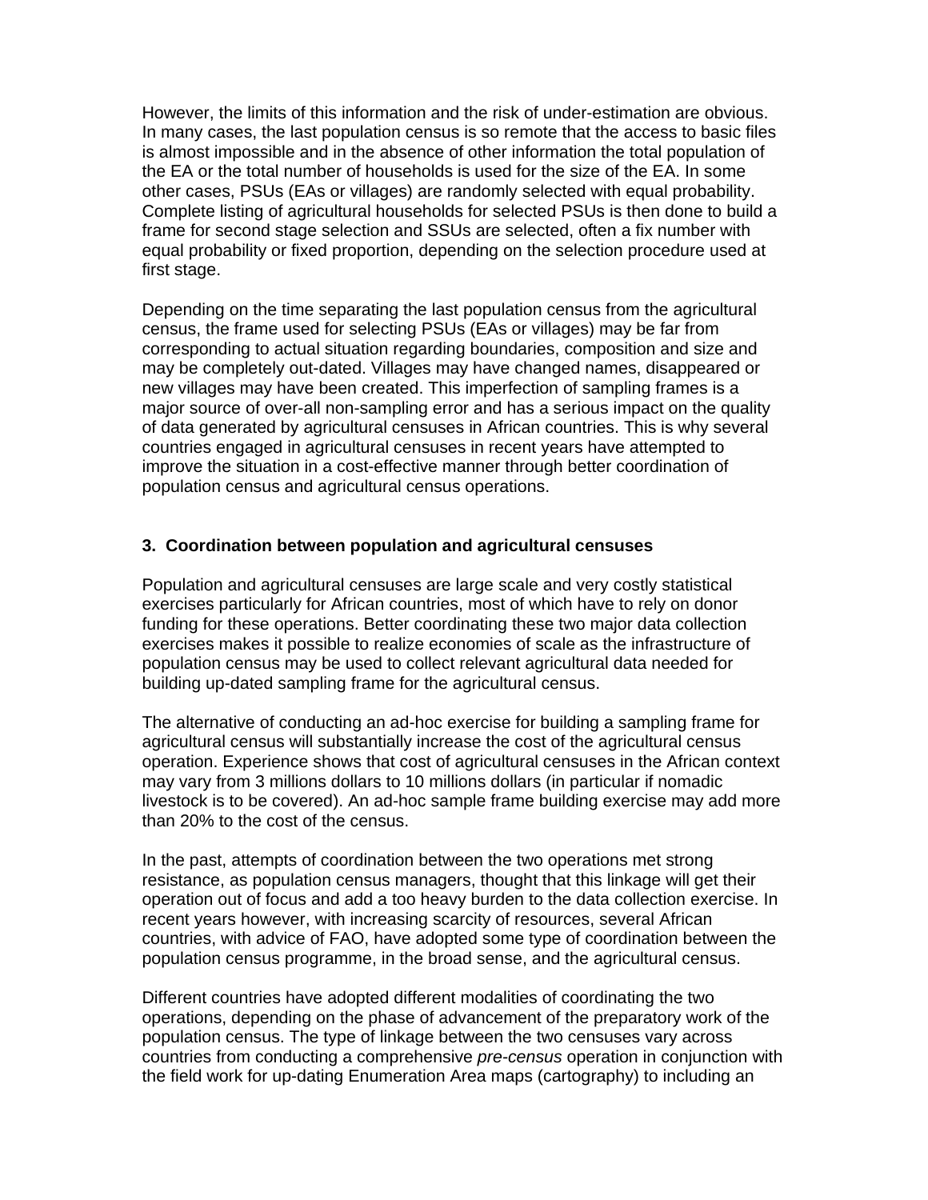However, the limits of this information and the risk of under-estimation are obvious. In many cases, the last population census is so remote that the access to basic files is almost impossible and in the absence of other information the total population of the EA or the total number of households is used for the size of the EA. In some other cases, PSUs (EAs or villages) are randomly selected with equal probability. Complete listing of agricultural households for selected PSUs is then done to build a frame for second stage selection and SSUs are selected, often a fix number with equal probability or fixed proportion, depending on the selection procedure used at first stage.

Depending on the time separating the last population census from the agricultural census, the frame used for selecting PSUs (EAs or villages) may be far from corresponding to actual situation regarding boundaries, composition and size and may be completely out-dated. Villages may have changed names, disappeared or new villages may have been created. This imperfection of sampling frames is a major source of over-all non-sampling error and has a serious impact on the quality of data generated by agricultural censuses in African countries. This is why several countries engaged in agricultural censuses in recent years have attempted to improve the situation in a cost-effective manner through better coordination of population census and agricultural census operations.

## 3. Coordination between population and agricultural censuses

Population and agricultural censuses are large scale and very costly statistical exercises particularly for African countries, most of which have to rely on donor funding for these operations. Better coordinating these two major data collection exercises makes it possible to realize economies of scale as the infrastructure of population census may be used to collect relevant agricultural data needed for building up-dated sampling frame for the agricultural census.

The alternative of conducting an ad-hoc exercise for building a sampling frame for agricultural census will substantially increase the cost of the agricultural census operation. Experience shows that cost of agricultural censuses in the African context may vary from 3 millions dollars to 10 millions dollars (in particular if nomadic livestock is to be covered). An ad-hoc sample frame building exercise may add more than 20% to the cost of the census.

In the past, attempts of coordination between the two operations met strong resistance, as population census managers, thought that this linkage will get their operation out of focus and add a too heavy burden to the data collection exercise. In recent years however, with increasing scarcity of resources, several African countries, with advice of FAO, have adopted some type of coordination between the population census programme, in the broad sense, and the agricultural census.

Different countries have adopted different modalities of coordinating the two operations, depending on the phase of advancement of the preparatory work of the population census. The type of linkage between the two censuses vary across countries from conducting a comprehensive *pre-census* operation in conjunction with the field work for up-dating Enumeration Area maps (cartography) to including an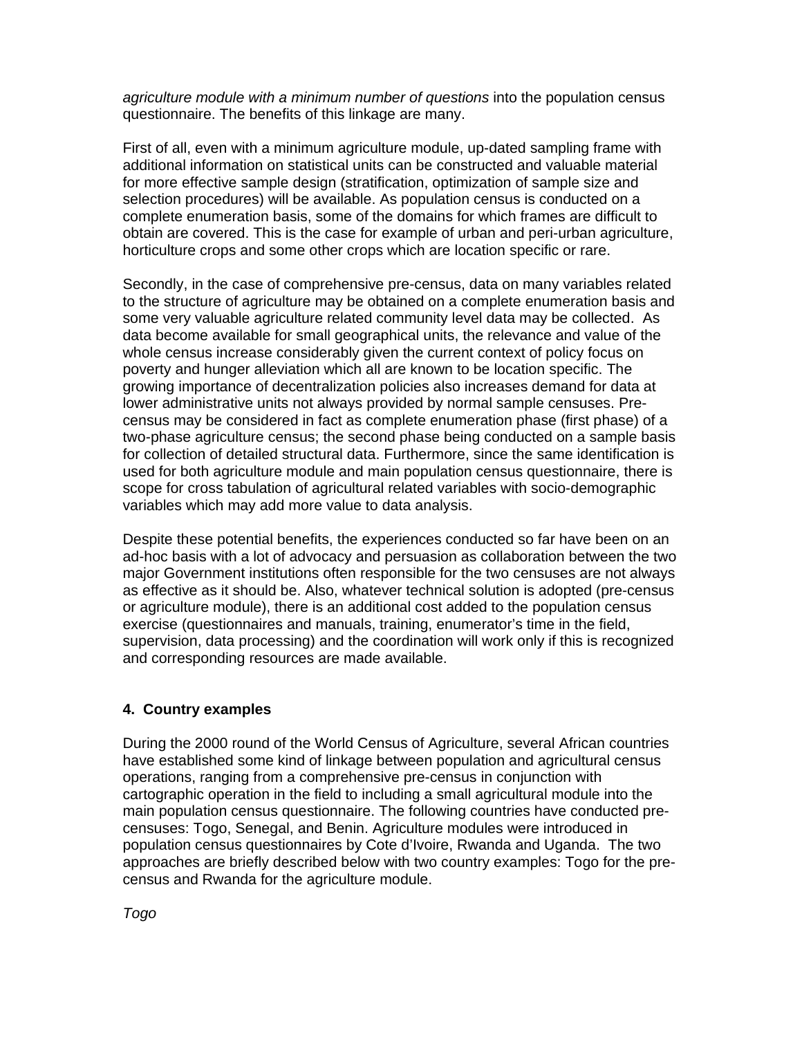*agriculture module with a minimum number of questions* into the population census questionnaire. The benefits of this linkage are many.

First of all, even with a minimum agriculture module, up-dated sampling frame with additional information on statistical units can be constructed and valuable material for more effective sample design (stratification, optimization of sample size and selection procedures) will be available. As population census is conducted on a complete enumeration basis, some of the domains for which frames are difficult to obtain are covered. This is the case for example of urban and peri-urban agriculture, horticulture crops and some other crops which are location specific or rare.

Secondly, in the case of comprehensive pre-census, data on many variables related to the structure of agriculture may be obtained on a complete enumeration basis and some very valuable agriculture related community level data may be collected. As data become available for small geographical units, the relevance and value of the whole census increase considerably given the current context of policy focus on poverty and hunger alleviation which all are known to be location specific. The growing importance of decentralization policies also increases demand for data at lower administrative units not always provided by normal sample censuses. Pre-census may be considered in fact as complete enumeration phase (first phase) of a two-phase agriculture census; the second phase being conducted on a sample basis for collection of detailed structural data. Furthermore, since the same identification is used for both agriculture module and main population census questionnaire, there is scope for cross tabulation of agricultural related variables with socio-demographic variables which may add more value to data analysis.

Despite these potential benefits, the experiences conducted so far have been on an ad-hoc basis with a lot of advocacy and persuasion as collaboration between the two major Government institutions often responsible for the two censuses are not always as effective as it should be. Also, whatever technical solution is adopted (pre-census or agriculture module), there is an additional cost added to the population census exercise (questionnaires and manuals, training, enumerator's time in the field, supervision, data processing) and the coordination will work only if this is recognized and corresponding resources are made available.

## 4. Country examples

During the 2000 round of the World Census of Agriculture, several African countries have established some kind of linkage between population and agricultural census operations, ranging from a comprehensive pre-census in conjunction with cartographic operation in the field to including a small agricultural module into the main population census questionnaire. The following countries have conducted pre-censuses: Togo, Senegal, and Benin. Agriculture modules were introduced in population census questionnaires by Cote d'Ivoire, Rwanda and Uganda. The two approaches are briefly described below with two country examples: Togo for the pre-census and Rwanda for the agriculture module.

*Togo*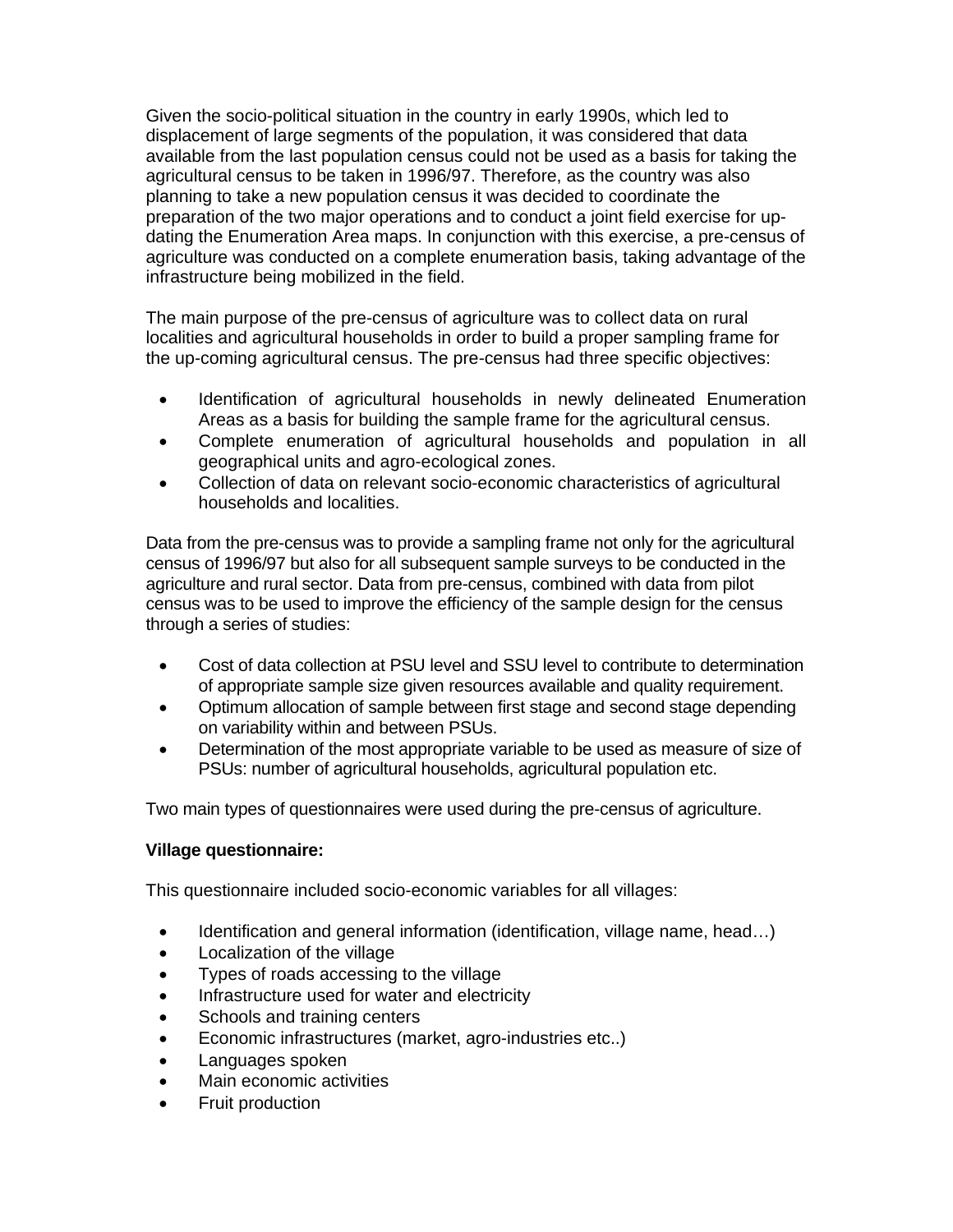Given the socio-political situation in the country in early 1990s, which led to displacement of large segments of the population, it was considered that data available from the last population census could not be used as a basis for taking the agricultural census to be taken in 1996/97. Therefore, as the country was also planning to take a new population census it was decided to coordinate the preparation of the two major operations and to conduct a joint field exercise for up-dating the Enumeration Area maps. In conjunction with this exercise, a pre-census of agriculture was conducted on a complete enumeration basis, taking advantage of the infrastructure being mobilized in the field.

The main purpose of the pre-census of agriculture was to collect data on rural localities and agricultural households in order to build a proper sampling frame for the up-coming agricultural census. The pre-census had three specific objectives:

- Identification of agricultural households in newly delineated Enumeration Areas as a basis for building the sample frame for the agricultural census.
- Complete enumeration of agricultural households and population in all geographical units and agro-ecological zones.
- Collection of data on relevant socio-economic characteristics of agricultural households and localities.

Data from the pre-census was to provide a sampling frame not only for the agricultural census of 1996/97 but also for all subsequent sample surveys to be conducted in the agriculture and rural sector. Data from pre-census, combined with data from pilot census was to be used to improve the efficiency of the sample design for the census through a series of studies:

- Cost of data collection at PSU level and SSU level to contribute to determination of appropriate sample size given resources available and quality requirement.
- Optimum allocation of sample between first stage and second stage depending on variability within and between PSUs.
- Determination of the most appropriate variable to be used as measure of size of PSUs: number of agricultural households, agricultural population etc.

Two main types of questionnaires were used during the pre-census of agriculture.

**Village questionnaire:**

This questionnaire included socio-economic variables for all villages:

- Identification and general information (identification, village name, head…)
- Localization of the village
- Types of roads accessing to the village
- Infrastructure used for water and electricity
- Schools and training centers
- Economic infrastructures (market, agro-industries etc..)
- Languages spoken
- Main economic activities
- Fruit production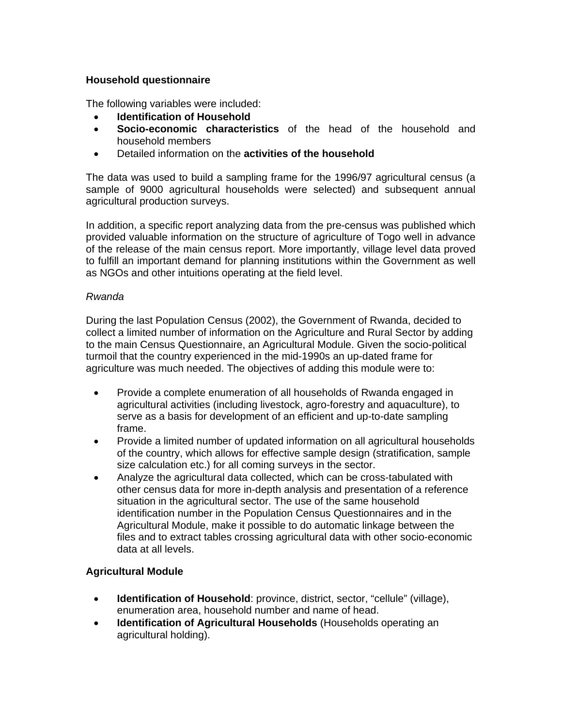**Household questionnaire**

The following variables were included:

- **Identification of Household**
- **Socio-economic characteristics** of the head of the household and household members
- Detailed information on the **activities of the household**

The data was used to build a sampling frame for the 1996/97 agricultural census (a sample of 9000 agricultural households were selected) and subsequent annual agricultural production surveys.

In addition, a specific report analyzing data from the pre-census was published which provided valuable information on the structure of agriculture of Togo well in advance of the release of the main census report. More importantly, village level data proved to fulfill an important demand for planning institutions within the Government as well as NGOs and other intuitions operating at the field level.

*Rwanda*

During the last Population Census (2002), the Government of Rwanda, decided to collect a limited number of information on the Agriculture and Rural Sector by adding to the main Census Questionnaire, an Agricultural Module. Given the socio-political turmoil that the country experienced in the mid-1990s an up-dated frame for agriculture was much needed. The objectives of adding this module were to:

- Provide a complete enumeration of all households of Rwanda engaged in agricultural activities (including livestock, agro-forestry and aquaculture), to serve as a basis for development of an efficient and up-to-date sampling frame.
- Provide a limited number of updated information on all agricultural households of the country, which allows for effective sample design (stratification, sample size calculation etc.) for all coming surveys in the sector.
- Analyze the agricultural data collected, which can be cross-tabulated with other census data for more in-depth analysis and presentation of a reference situation in the agricultural sector. The use of the same household identification number in the Population Census Questionnaires and in the Agricultural Module, make it possible to do automatic linkage between the files and to extract tables crossing agricultural data with other socio-economic data at all levels.

**Agricultural Module**

- **Identification of Household**: province, district, sector, "cellule" (village), enumeration area, household number and name of head.
- **Identification of Agricultural Households** (Households operating an agricultural holding).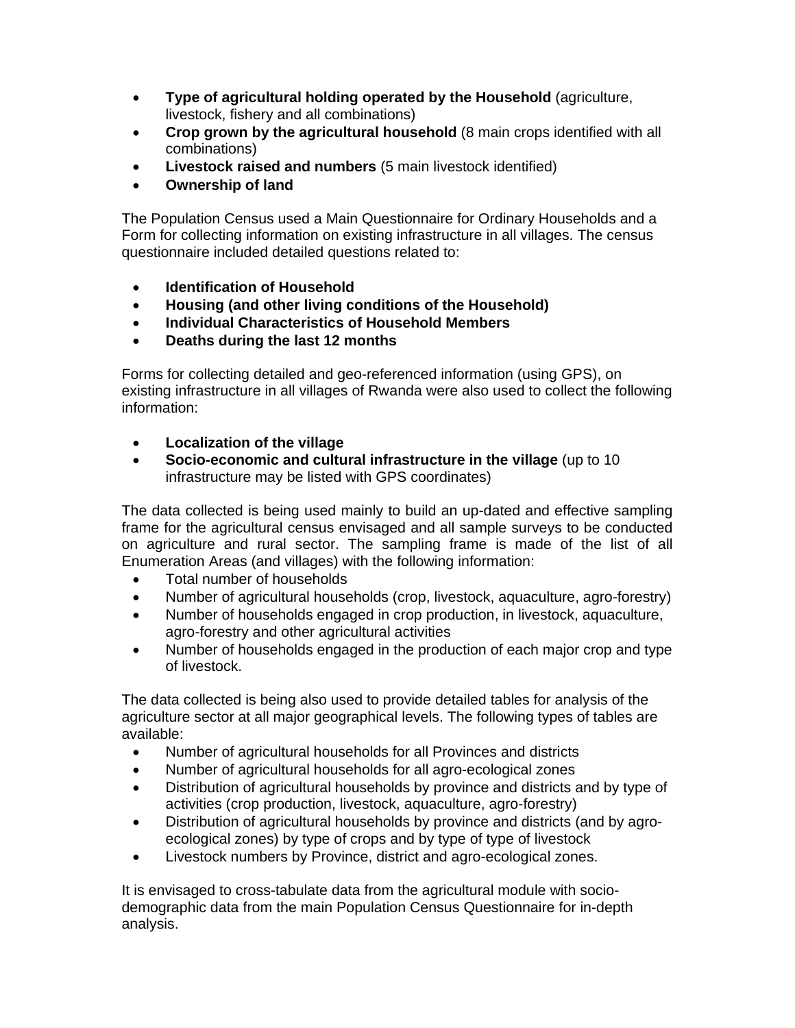- **Type of agricultural holding operated by the Household** (agriculture, livestock, fishery and all combinations)
- **Crop grown by the agricultural household** (8 main crops identified with all combinations)
- **Livestock raised and numbers** (5 main livestock identified)
- **Ownership of land**

The Population Census used a Main Questionnaire for Ordinary Households and a Form for collecting information on existing infrastructure in all villages. The census questionnaire included detailed questions related to:

- **Identification of Household**
- **Housing (and other living conditions of the Household)**
- **Individual Characteristics of Household Members**
- **Deaths during the last 12 months**

Forms for collecting detailed and geo-referenced information (using GPS), on existing infrastructure in all villages of Rwanda were also used to collect the following information:

- **Localization of the village**
- **Socio-economic and cultural infrastructure in the village** (up to 10 infrastructure may be listed with GPS coordinates)

The data collected is being used mainly to build an up-dated and effective sampling frame for the agricultural census envisaged and all sample surveys to be conducted on agriculture and rural sector. The sampling frame is made of the list of all Enumeration Areas (and villages) with the following information:

- Total number of households
- Number of agricultural households (crop, livestock, aquaculture, agro-forestry)
- Number of households engaged in crop production, in livestock, aquaculture, agro-forestry and other agricultural activities
- Number of households engaged in the production of each major crop and type of livestock.

The data collected is being also used to provide detailed tables for analysis of the agriculture sector at all major geographical levels. The following types of tables are available:

- Number of agricultural households for all Provinces and districts
- Number of agricultural households for all agro-ecological zones
- Distribution of agricultural households by province and districts and by type of activities (crop production, livestock, aquaculture, agro-forestry)
- Distribution of agricultural households by province and districts (and by agro-ecological zones) by type of crops and by type of type of livestock
- Livestock numbers by Province, district and agro-ecological zones.

It is envisaged to cross-tabulate data from the agricultural module with socio-demographic data from the main Population Census Questionnaire for in-depth analysis.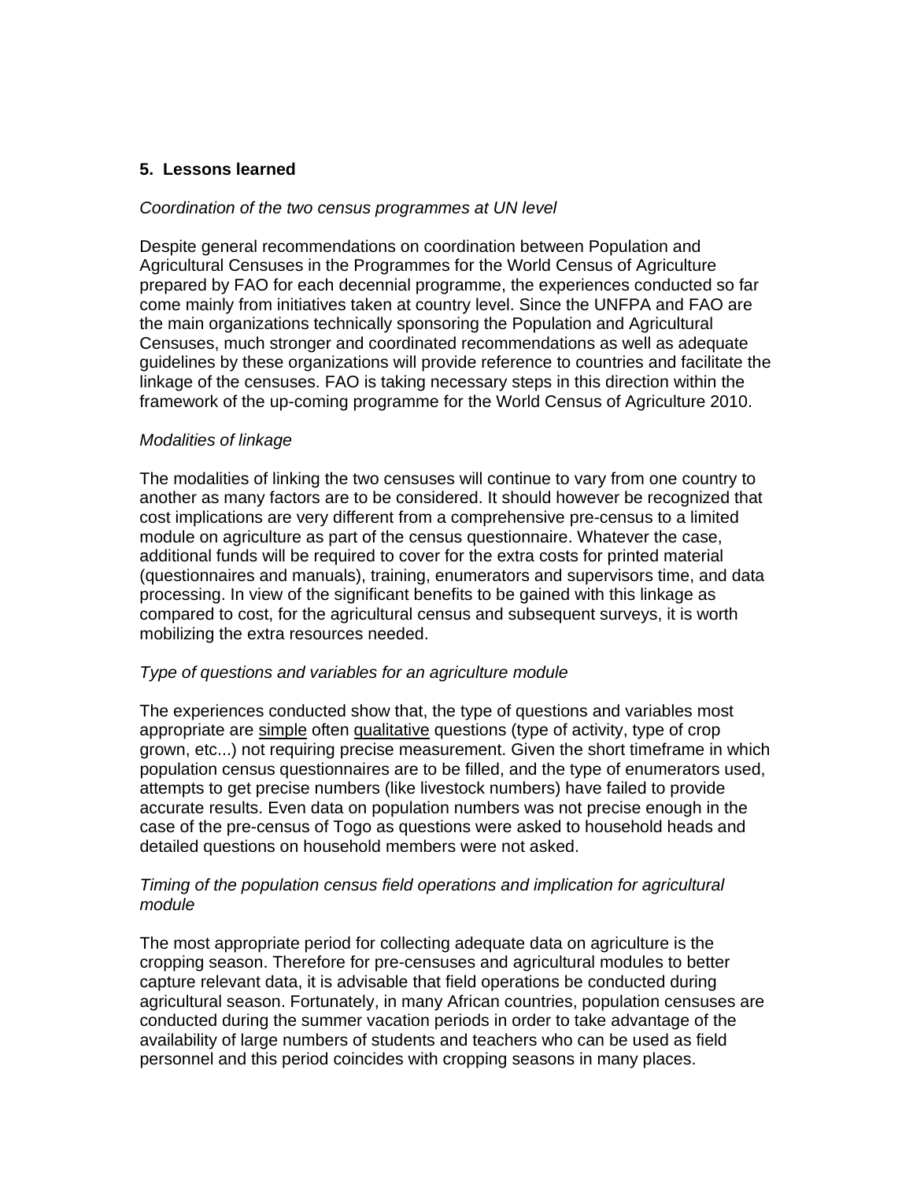## 5. Lessons learned

*Coordination of the two census programmes at UN level*

Despite general recommendations on coordination between Population and Agricultural Censuses in the Programmes for the World Census of Agriculture prepared by FAO for each decennial programme, the experiences conducted so far come mainly from initiatives taken at country level. Since the UNFPA and FAO are the main organizations technically sponsoring the Population and Agricultural Censuses, much stronger and coordinated recommendations as well as adequate guidelines by these organizations will provide reference to countries and facilitate the linkage of the censuses. FAO is taking necessary steps in this direction within the framework of the up-coming programme for the World Census of Agriculture 2010.

*Modalities of linkage*

The modalities of linking the two censuses will continue to vary from one country to another as many factors are to be considered. It should however be recognized that cost implications are very different from a comprehensive pre-census to a limited module on agriculture as part of the census questionnaire. Whatever the case, additional funds will be required to cover for the extra costs for printed material (questionnaires and manuals), training, enumerators and supervisors time, and data processing. In view of the significant benefits to be gained with this linkage as compared to cost, for the agricultural census and subsequent surveys, it is worth mobilizing the extra resources needed.

*Type of questions and variables for an agriculture module*

The experiences conducted show that, the type of questions and variables most appropriate are <u>simple</u> often <u>qualitative</u> questions (type of activity, type of crop grown, etc...) not requiring precise measurement. Given the short timeframe in which population census questionnaires are to be filled, and the type of enumerators used, attempts to get precise numbers (like livestock numbers) have failed to provide accurate results. Even data on population numbers was not precise enough in the case of the pre-census of Togo as questions were asked to household heads and detailed questions on household members were not asked.

*Timing of the population census field operations and implication for agricultural module*

The most appropriate period for collecting adequate data on agriculture is the cropping season. Therefore for pre-censuses and agricultural modules to better capture relevant data, it is advisable that field operations be conducted during agricultural season. Fortunately, in many African countries, population censuses are conducted during the summer vacation periods in order to take advantage of the availability of large numbers of students and teachers who can be used as field personnel and this period coincides with cropping seasons in many places.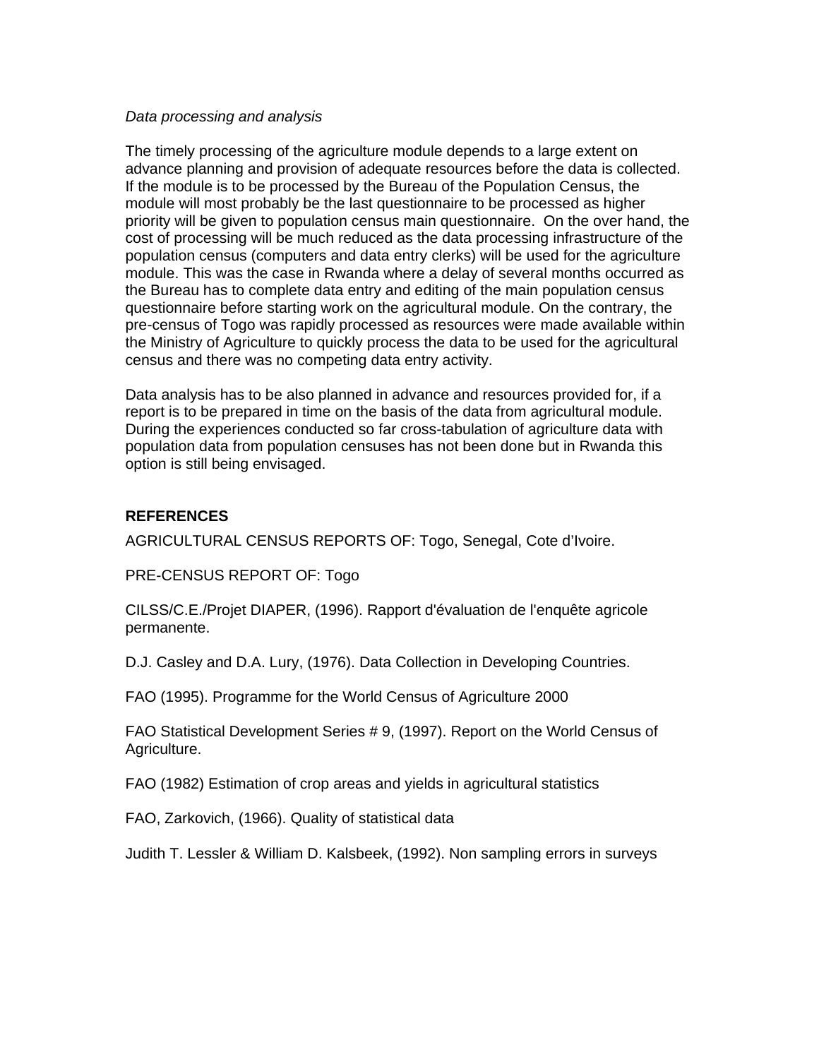*Data processing and analysis*

The timely processing of the agriculture module depends to a large extent on advance planning and provision of adequate resources before the data is collected. If the module is to be processed by the Bureau of the Population Census, the module will most probably be the last questionnaire to be processed as higher priority will be given to population census main questionnaire.  On the over hand, the cost of processing will be much reduced as the data processing infrastructure of the population census (computers and data entry clerks) will be used for the agriculture module. This was the case in Rwanda where a delay of several months occurred as the Bureau has to complete data entry and editing of the main population census questionnaire before starting work on the agricultural module. On the contrary, the pre-census of Togo was rapidly processed as resources were made available within the Ministry of Agriculture to quickly process the data to be used for the agricultural census and there was no competing data entry activity.

Data analysis has to be also planned in advance and resources provided for, if a report is to be prepared in time on the basis of the data from agricultural module. During the experiences conducted so far cross-tabulation of agriculture data with population data from population censuses has not been done but in Rwanda this option is still being envisaged.

## REFERENCES

AGRICULTURAL CENSUS REPORTS OF: Togo, Senegal, Cote d'Ivoire.

PRE-CENSUS REPORT OF: Togo

CILSS/C.E./Projet DIAPER, (1996). Rapport d'évaluation de l'enquête agricole permanente.

D.J. Casley and D.A. Lury, (1976). Data Collection in Developing Countries.

FAO (1995). Programme for the World Census of Agriculture 2000

FAO Statistical Development Series # 9, (1997). Report on the World Census of Agriculture.

FAO (1982) Estimation of crop areas and yields in agricultural statistics

FAO, Zarkovich, (1966). Quality of statistical data

Judith T. Lessler & William D. Kalsbeek, (1992). Non sampling errors in surveys